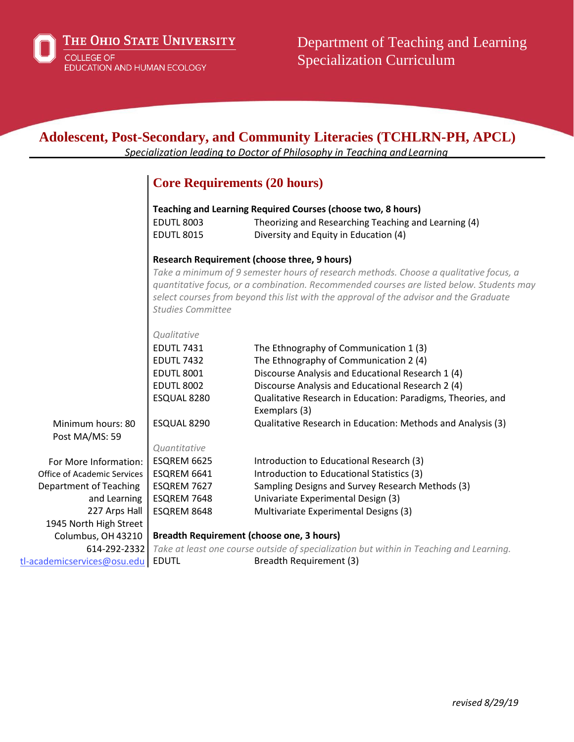The Ohio State University
College of Education and Human Ecology

Department of Teaching and Learning
Specialization Curriculum

# Adolescent, Post-Secondary, and Community Literacies (TCHLRN-PH, APCL)

*Specialization leading to Doctor of Philosophy in Teaching and Learning*

Minimum hours: 80
Post MA/MS: 59

For More Information:
Office of Academic Services
Department of Teaching and Learning
227 Arps Hall
1945 North High Street
Columbus, OH 43210
614-292-2332
tl-academicservices@osu.edu

## Core Requirements (20 hours)

**Teaching and Learning Required Courses (choose two, 8 hours)**

| | |
|---|---|
| EDUTL 8003 | Theorizing and Researching Teaching and Learning (4) |
| EDUTL 8015 | Diversity and Equity in Education (4) |

**Research Requirement (choose three, 9 hours)**

*Take a minimum of 9 semester hours of research methods. Choose a qualitative focus, a quantitative focus, or a combination. Recommended courses are listed below. Students may select courses from beyond this list with the approval of the advisor and the Graduate Studies Committee*

*Qualitative*

| | |
|---|---|
| EDUTL 7431 | The Ethnography of Communication 1 (3) |
| EDUTL 7432 | The Ethnography of Communication 2 (4) |
| EDUTL 8001 | Discourse Analysis and Educational Research 1 (4) |
| EDUTL 8002 | Discourse Analysis and Educational Research 2 (4) |
| ESQUAL 8280 | Qualitative Research in Education: Paradigms, Theories, and Exemplars (3) |
| ESQUAL 8290 | Qualitative Research in Education: Methods and Analysis (3) |

*Quantitative*

| | |
|---|---|
| ESQREM 6625 | Introduction to Educational Research (3) |
| ESQREM 6641 | Introduction to Educational Statistics (3) |
| ESQREM 7627 | Sampling Designs and Survey Research Methods (3) |
| ESQREM 7648 | Univariate Experimental Design (3) |
| ESQREM 8648 | Multivariate Experimental Designs (3) |

**Breadth Requirement (choose one, 3 hours)**

*Take at least one course outside of specialization but within in Teaching and Learning.*

| | |
|---|---|
| EDUTL | Breadth Requirement (3) |

*revised 8/29/19*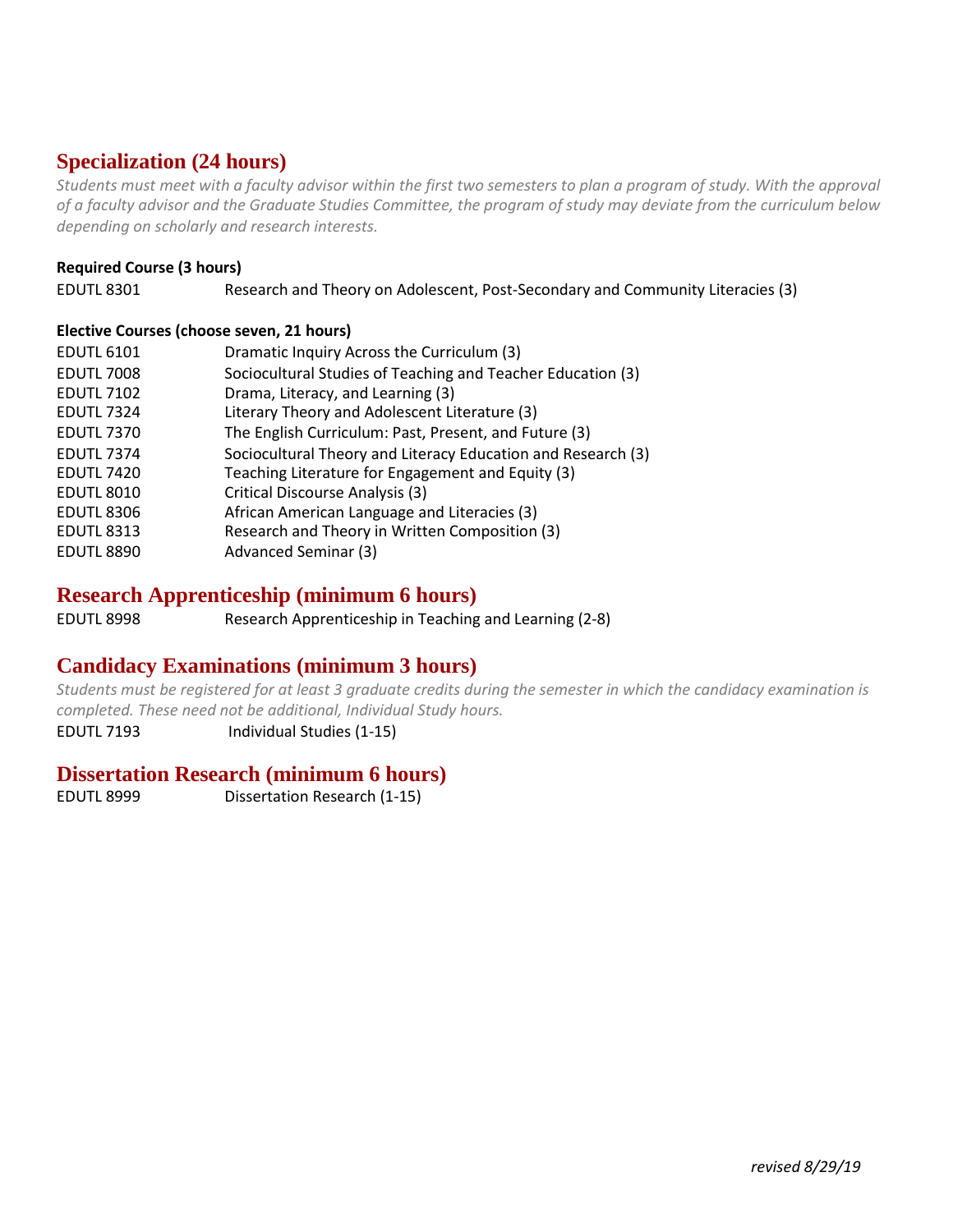## Specialization (24 hours)

*Students must meet with a faculty advisor within the first two semesters to plan a program of study. With the approval of a faculty advisor and the Graduate Studies Committee, the program of study may deviate from the curriculum below depending on scholarly and research interests.*

**Required Course (3 hours)**

| | |
|---|---|
| EDUTL 8301 | Research and Theory on Adolescent, Post-Secondary and Community Literacies (3) |

**Elective Courses (choose seven, 21 hours)**

| | |
|---|---|
| EDUTL 6101 | Dramatic Inquiry Across the Curriculum (3) |
| EDUTL 7008 | Sociocultural Studies of Teaching and Teacher Education (3) |
| EDUTL 7102 | Drama, Literacy, and Learning (3) |
| EDUTL 7324 | Literary Theory and Adolescent Literature (3) |
| EDUTL 7370 | The English Curriculum: Past, Present, and Future (3) |
| EDUTL 7374 | Sociocultural Theory and Literacy Education and Research (3) |
| EDUTL 7420 | Teaching Literature for Engagement and Equity (3) |
| EDUTL 8010 | Critical Discourse Analysis (3) |
| EDUTL 8306 | African American Language and Literacies (3) |
| EDUTL 8313 | Research and Theory in Written Composition (3) |
| EDUTL 8890 | Advanced Seminar (3) |

## Research Apprenticeship (minimum 6 hours)

| | |
|---|---|
| EDUTL 8998 | Research Apprenticeship in Teaching and Learning (2-8) |

## Candidacy Examinations (minimum 3 hours)

*Students must be registered for at least 3 graduate credits during the semester in which the candidacy examination is completed. These need not be additional, Individual Study hours.*

| | |
|---|---|
| EDUTL 7193 | Individual Studies (1-15) |

## Dissertation Research (minimum 6 hours)

| | |
|---|---|
| EDUTL 8999 | Dissertation Research (1-15) |

*revised 8/29/19*